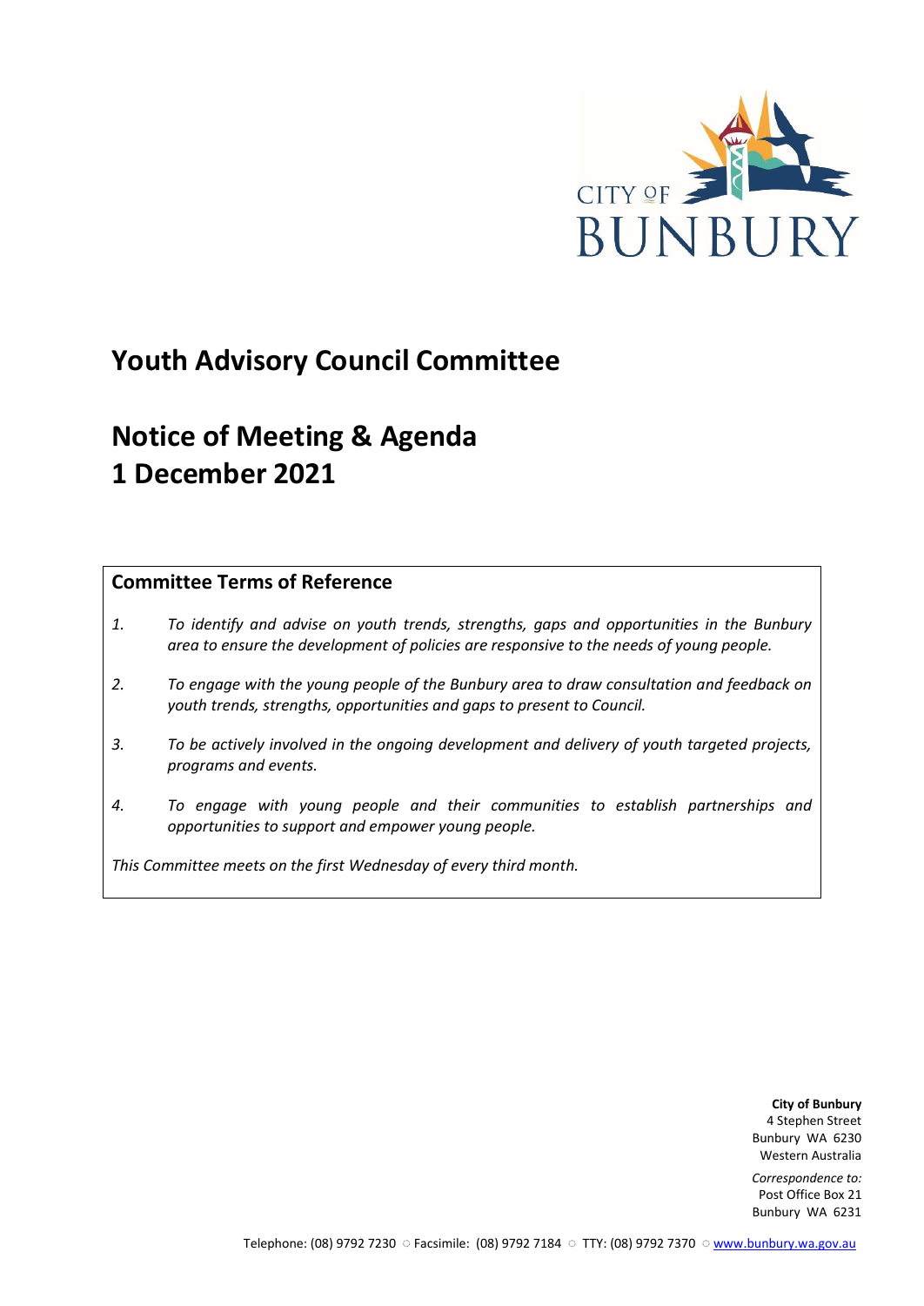CITY OF BUNBURY

# Youth Advisory Council Committee

# Notice of Meeting & Agenda
# 1 December 2021

## Committee Terms of Reference

1. *To identify and advise on youth trends, strengths, gaps and opportunities in the Bunbury area to ensure the development of policies are responsive to the needs of young people.*

2. *To engage with the young people of the Bunbury area to draw consultation and feedback on youth trends, strengths, opportunities and gaps to present to Council.*

3. *To be actively involved in the ongoing development and delivery of youth targeted projects, programs and events.*

4. *To engage with young people and their communities to establish partnerships and opportunities to support and empower young people.*

*This Committee meets on the first Wednesday of every third month.*

**City of Bunbury**
4 Stephen Street
Bunbury WA 6230
Western Australia

*Correspondence to:*
Post Office Box 21
Bunbury WA 6231

Telephone: (08) 9792 7230 ○ Facsimile: (08) 9792 7184 ○ TTY: (08) 9792 7370 ○ www.bunbury.wa.gov.au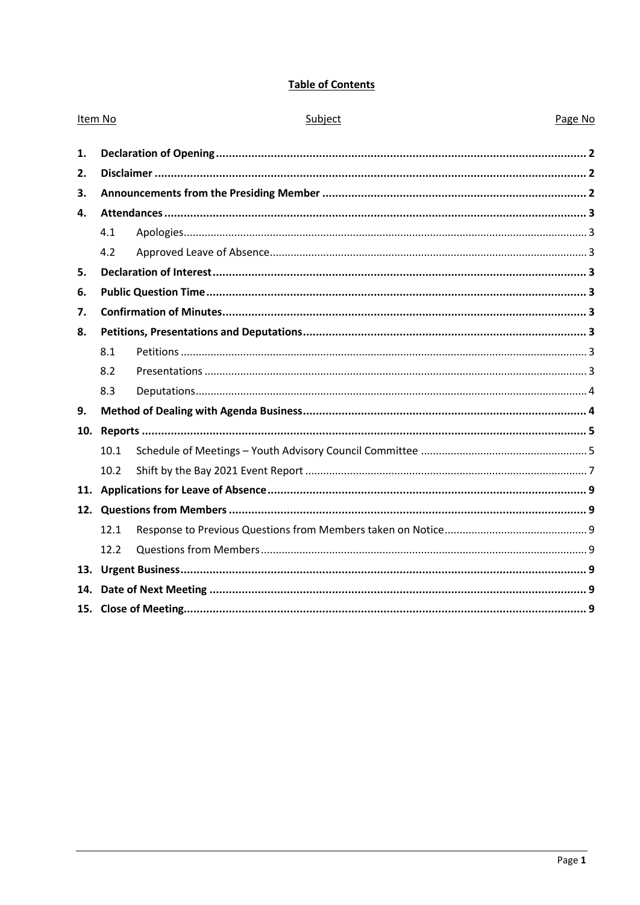**Table of Contents**

| Item No | | Subject | Page No |
|---|---|---|---|
| **1.** | **Declaration of Opening** | | **2** |
| **2.** | **Disclaimer** | | **2** |
| **3.** | **Announcements from the Presiding Member** | | **2** |
| **4.** | **Attendances** | | **3** |
| | 4.1 | Apologies | 3 |
| | 4.2 | Approved Leave of Absence | 3 |
| **5.** | **Declaration of Interest** | | **3** |
| **6.** | **Public Question Time** | | **3** |
| **7.** | **Confirmation of Minutes** | | **3** |
| **8.** | **Petitions, Presentations and Deputations** | | **3** |
| | 8.1 | Petitions | 3 |
| | 8.2 | Presentations | 3 |
| | 8.3 | Deputations | 4 |
| **9.** | **Method of Dealing with Agenda Business** | | **4** |
| **10.** | **Reports** | | **5** |
| | 10.1 | Schedule of Meetings – Youth Advisory Council Committee | 5 |
| | 10.2 | Shift by the Bay 2021 Event Report | 7 |
| **11.** | **Applications for Leave of Absence** | | **9** |
| **12.** | **Questions from Members** | | **9** |
| | 12.1 | Response to Previous Questions from Members taken on Notice | 9 |
| | 12.2 | Questions from Members | 9 |
| **13.** | **Urgent Business** | | **9** |
| **14.** | **Date of Next Meeting** | | **9** |
| **15.** | **Close of Meeting** | | **9** |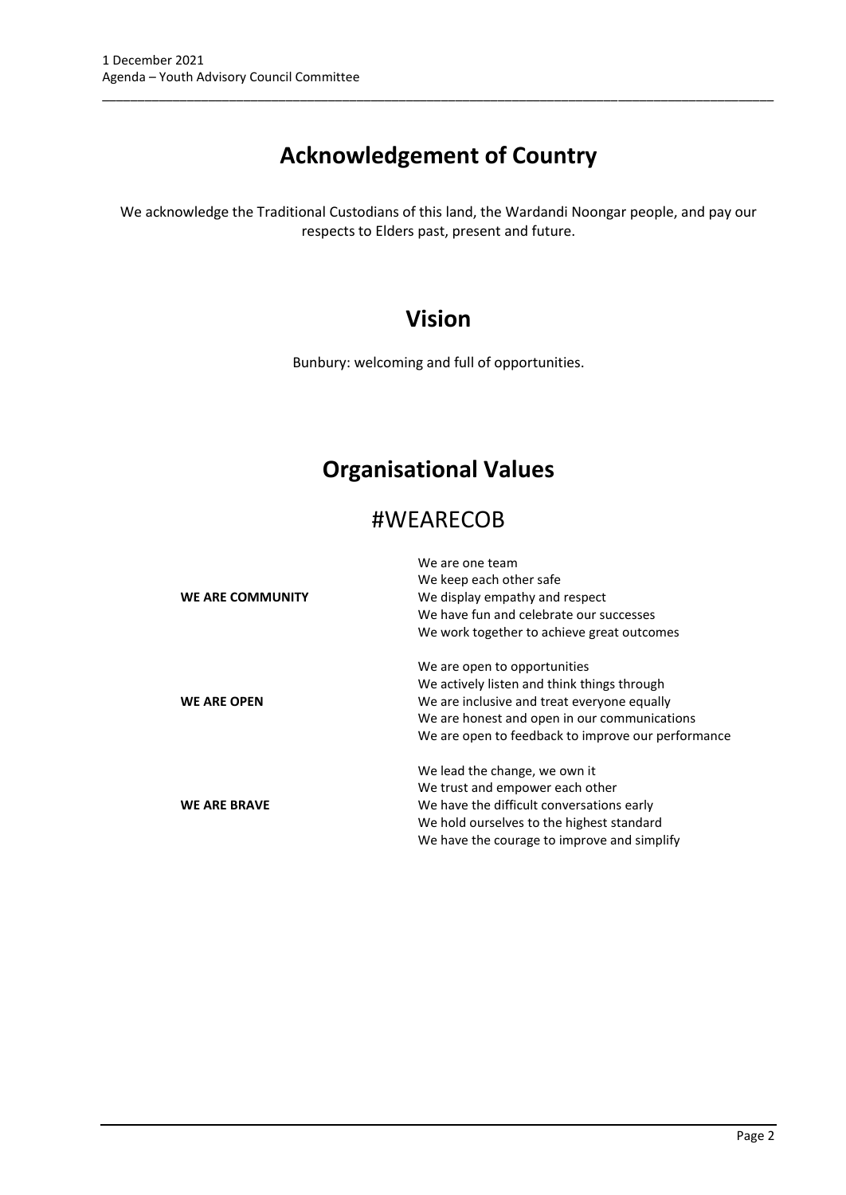# Acknowledgement of Country

We acknowledge the Traditional Custodians of this land, the Wardandi Noongar people, and pay our respects to Elders past, present and future.

# Vision

Bunbury: welcoming and full of opportunities.

# Organisational Values

## #WEARECOB

| | |
|---|---|
| **WE ARE COMMUNITY** | We are one team<br>We keep each other safe<br>We display empathy and respect<br>We have fun and celebrate our successes<br>We work together to achieve great outcomes |
| **WE ARE OPEN** | We are open to opportunities<br>We actively listen and think things through<br>We are inclusive and treat everyone equally<br>We are honest and open in our communications<br>We are open to feedback to improve our performance |
| **WE ARE BRAVE** | We lead the change, we own it<br>We trust and empower each other<br>We have the difficult conversations early<br>We hold ourselves to the highest standard<br>We have the courage to improve and simplify |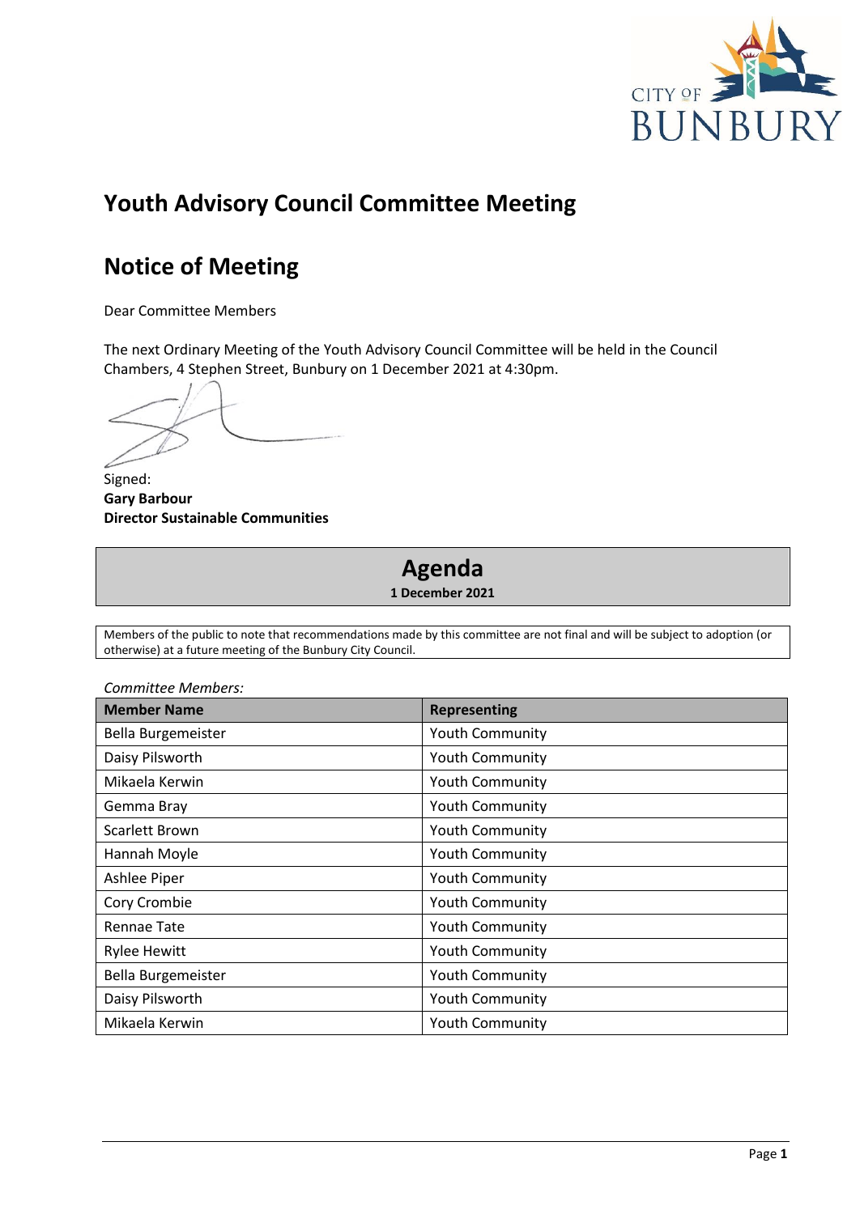# Youth Advisory Council Committee Meeting

# Notice of Meeting

Dear Committee Members

The next Ordinary Meeting of the Youth Advisory Council Committee will be held in the Council Chambers, 4 Stephen Street, Bunbury on 1 December 2021 at 4:30pm.

Signed:
**Gary Barbour**
**Director Sustainable Communities**

## Agenda

**1 December 2021**

Members of the public to note that recommendations made by this committee are not final and will be subject to adoption (or otherwise) at a future meeting of the Bunbury City Council.

*Committee Members:*

| Member Name | Representing |
|---|---|
| Bella Burgemeister | Youth Community |
| Daisy Pilsworth | Youth Community |
| Mikaela Kerwin | Youth Community |
| Gemma Bray | Youth Community |
| Scarlett Brown | Youth Community |
| Hannah Moyle | Youth Community |
| Ashlee Piper | Youth Community |
| Cory Crombie | Youth Community |
| Rennae Tate | Youth Community |
| Rylee Hewitt | Youth Community |
| Bella Burgemeister | Youth Community |
| Daisy Pilsworth | Youth Community |
| Mikaela Kerwin | Youth Community |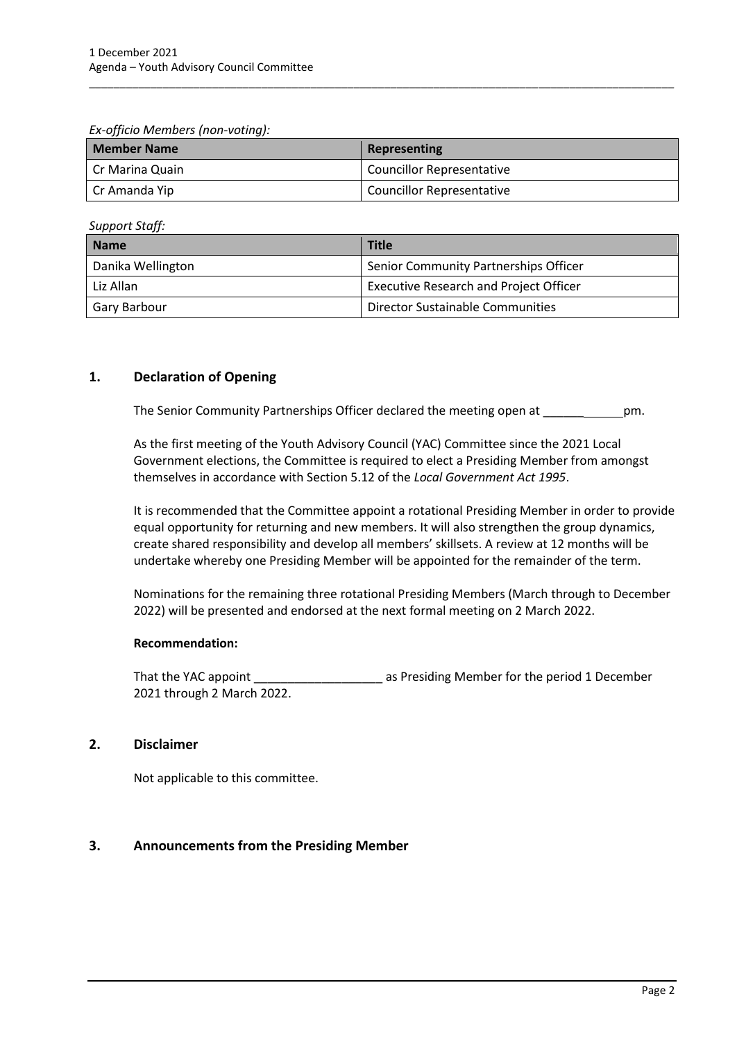*Ex-officio Members (non-voting):*

| Member Name | Representing |
|---|---|
| Cr Marina Quain | Councillor Representative |
| Cr Amanda Yip | Councillor Representative |

*Support Staff:*

| Name | Title |
|---|---|
| Danika Wellington | Senior Community Partnerships Officer |
| Liz Allan | Executive Research and Project Officer |
| Gary Barbour | Director Sustainable Communities |

## 1. Declaration of Opening

The Senior Community Partnerships Officer declared the meeting open at ____________pm.

As the first meeting of the Youth Advisory Council (YAC) Committee since the 2021 Local Government elections, the Committee is required to elect a Presiding Member from amongst themselves in accordance with Section 5.12 of the *Local Government Act 1995*.

It is recommended that the Committee appoint a rotational Presiding Member in order to provide equal opportunity for returning and new members. It will also strengthen the group dynamics, create shared responsibility and develop all members' skillsets. A review at 12 months will be undertake whereby one Presiding Member will be appointed for the remainder of the term.

Nominations for the remaining three rotational Presiding Members (March through to December 2022) will be presented and endorsed at the next formal meeting on 2 March 2022.

**Recommendation:**

That the YAC appoint ___________________ as Presiding Member for the period 1 December 2021 through 2 March 2022.

## 2. Disclaimer

Not applicable to this committee.

## 3. Announcements from the Presiding Member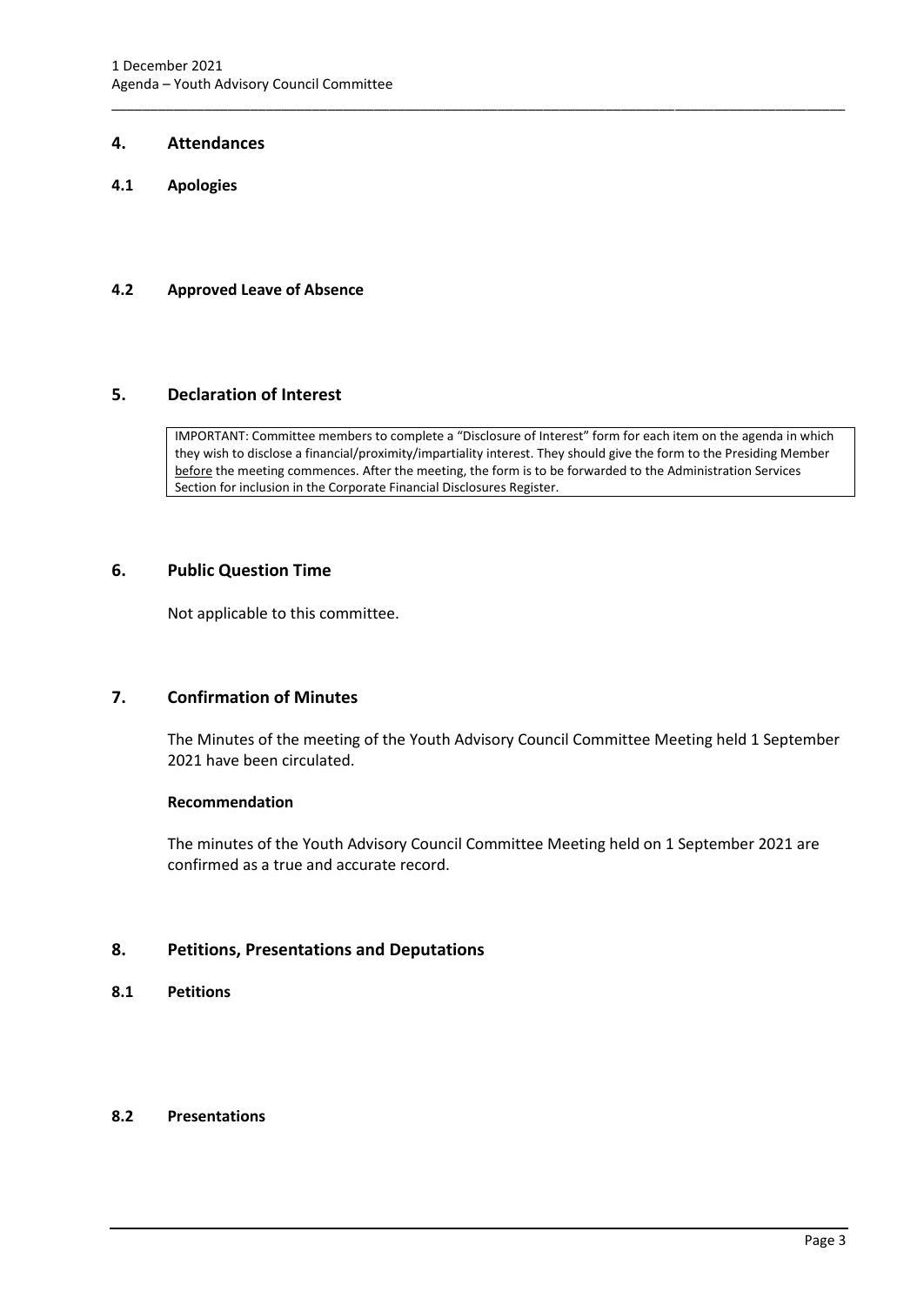## 4. Attendances

### 4.1 Apologies

### 4.2 Approved Leave of Absence

## 5. Declaration of Interest

IMPORTANT: Committee members to complete a "Disclosure of Interest" form for each item on the agenda in which they wish to disclose a financial/proximity/impartiality interest. They should give the form to the Presiding Member before the meeting commences. After the meeting, the form is to be forwarded to the Administration Services Section for inclusion in the Corporate Financial Disclosures Register.

## 6. Public Question Time

Not applicable to this committee.

## 7. Confirmation of Minutes

The Minutes of the meeting of the Youth Advisory Council Committee Meeting held 1 September 2021 have been circulated.

**Recommendation**

The minutes of the Youth Advisory Council Committee Meeting held on 1 September 2021 are confirmed as a true and accurate record.

## 8. Petitions, Presentations and Deputations

### 8.1 Petitions

### 8.2 Presentations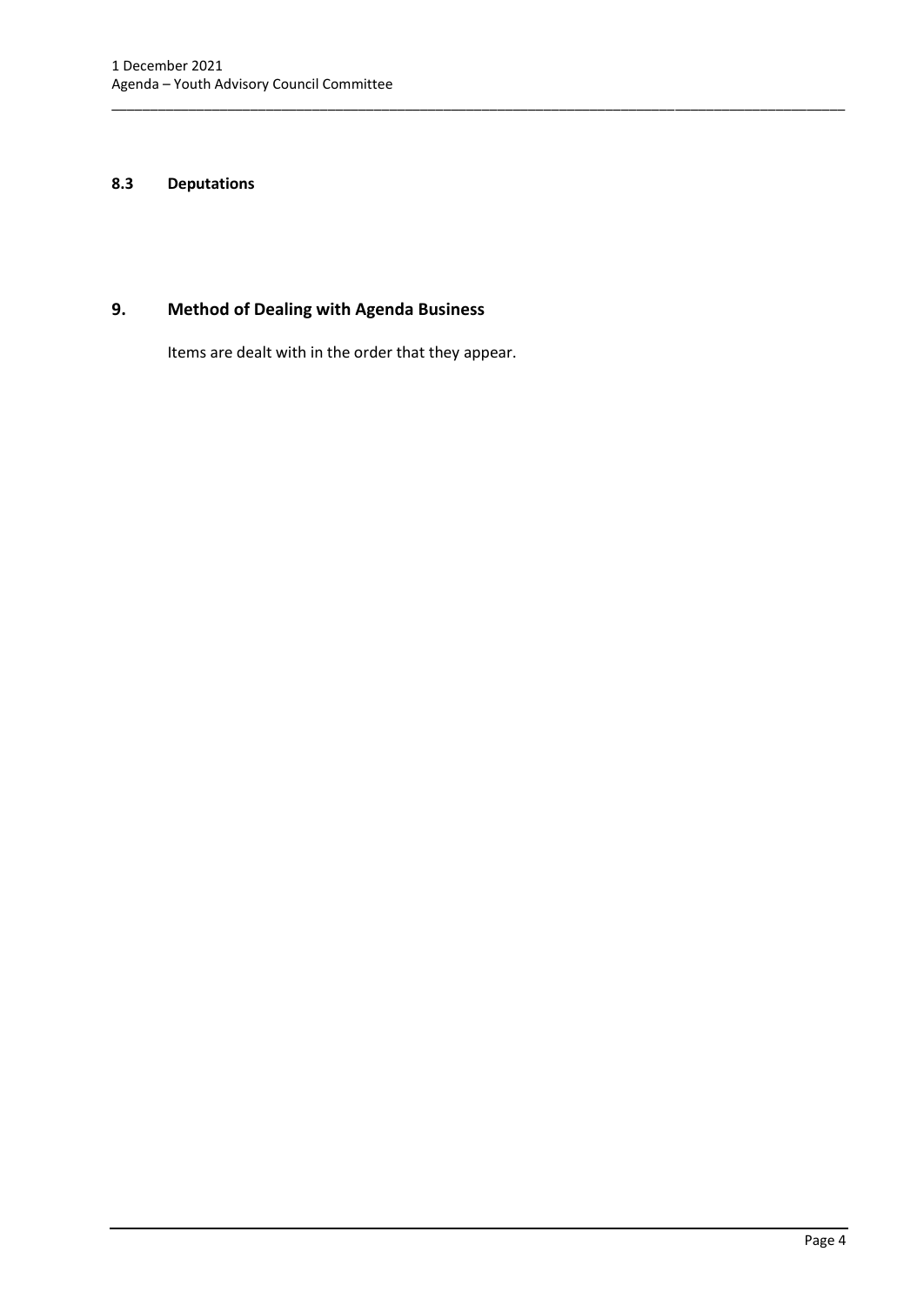### 8.3 Deputations

## 9. Method of Dealing with Agenda Business

Items are dealt with in the order that they appear.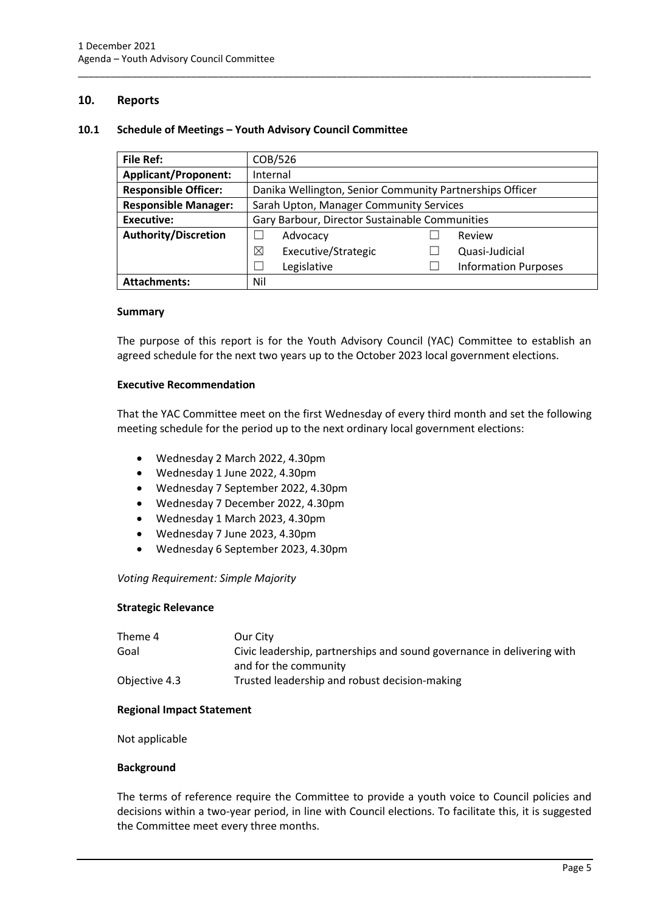## 10. Reports

### 10.1 Schedule of Meetings – Youth Advisory Council Committee

| **File Ref:** | COB/526 | | | |
|---|---|---|---|---|
| **Applicant/Proponent:** | Internal | | | |
| **Responsible Officer:** | Danika Wellington, Senior Community Partnerships Officer | | | |
| **Responsible Manager:** | Sarah Upton, Manager Community Services | | | |
| **Executive:** | Gary Barbour, Director Sustainable Communities | | | |
| **Authority/Discretion** | ☐ | Advocacy | ☐ | Review |
| | ☒ | Executive/Strategic | ☐ | Quasi-Judicial |
| | ☐ | Legislative | ☐ | Information Purposes |
| **Attachments:** | Nil | | | |

**Summary**

The purpose of this report is for the Youth Advisory Council (YAC) Committee to establish an agreed schedule for the next two years up to the October 2023 local government elections.

**Executive Recommendation**

That the YAC Committee meet on the first Wednesday of every third month and set the following meeting schedule for the period up to the next ordinary local government elections:

- Wednesday 2 March 2022, 4.30pm
- Wednesday 1 June 2022, 4.30pm
- Wednesday 7 September 2022, 4.30pm
- Wednesday 7 December 2022, 4.30pm
- Wednesday 1 March 2023, 4.30pm
- Wednesday 7 June 2023, 4.30pm
- Wednesday 6 September 2023, 4.30pm

*Voting Requirement: Simple Majority*

**Strategic Relevance**

| | |
|---|---|
| Theme 4 | Our City |
| Goal | Civic leadership, partnerships and sound governance in delivering with and for the community |
| Objective 4.3 | Trusted leadership and robust decision-making |

**Regional Impact Statement**

Not applicable

**Background**

The terms of reference require the Committee to provide a youth voice to Council policies and decisions within a two-year period, in line with Council elections. To facilitate this, it is suggested the Committee meet every three months.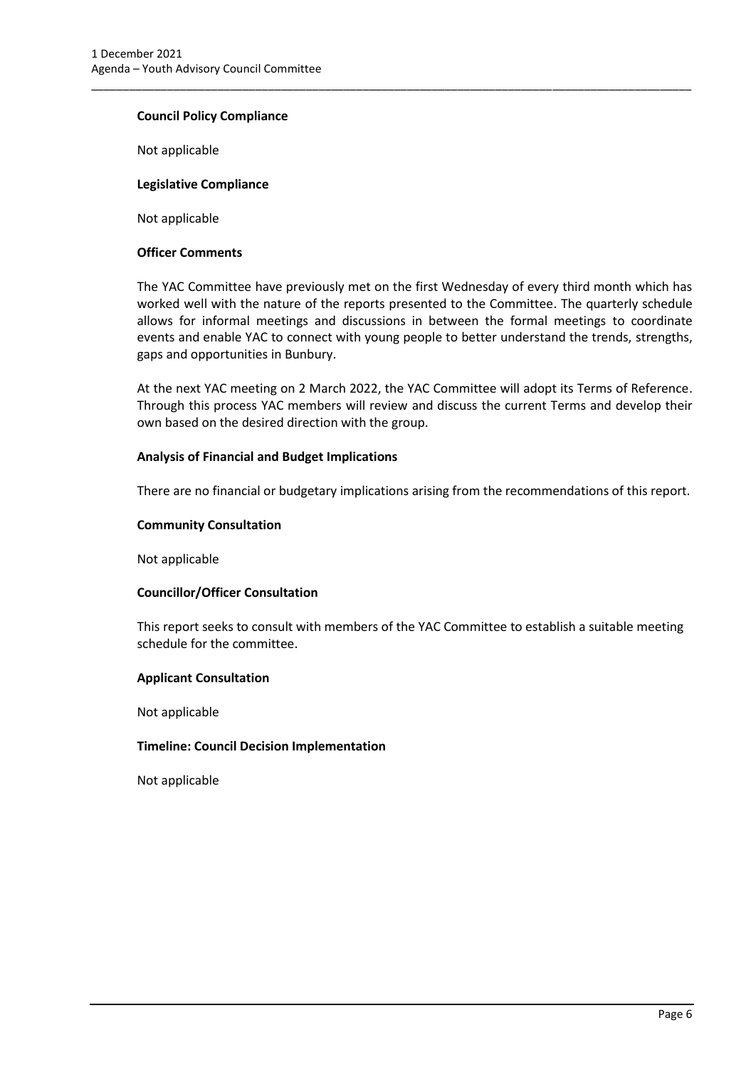**Council Policy Compliance**

Not applicable

**Legislative Compliance**

Not applicable

**Officer Comments**

The YAC Committee have previously met on the first Wednesday of every third month which has worked well with the nature of the reports presented to the Committee. The quarterly schedule allows for informal meetings and discussions in between the formal meetings to coordinate events and enable YAC to connect with young people to better understand the trends, strengths, gaps and opportunities in Bunbury.

At the next YAC meeting on 2 March 2022, the YAC Committee will adopt its Terms of Reference. Through this process YAC members will review and discuss the current Terms and develop their own based on the desired direction with the group.

**Analysis of Financial and Budget Implications**

There are no financial or budgetary implications arising from the recommendations of this report.

**Community Consultation**

Not applicable

**Councillor/Officer Consultation**

This report seeks to consult with members of the YAC Committee to establish a suitable meeting schedule for the committee.

**Applicant Consultation**

Not applicable

**Timeline: Council Decision Implementation**

Not applicable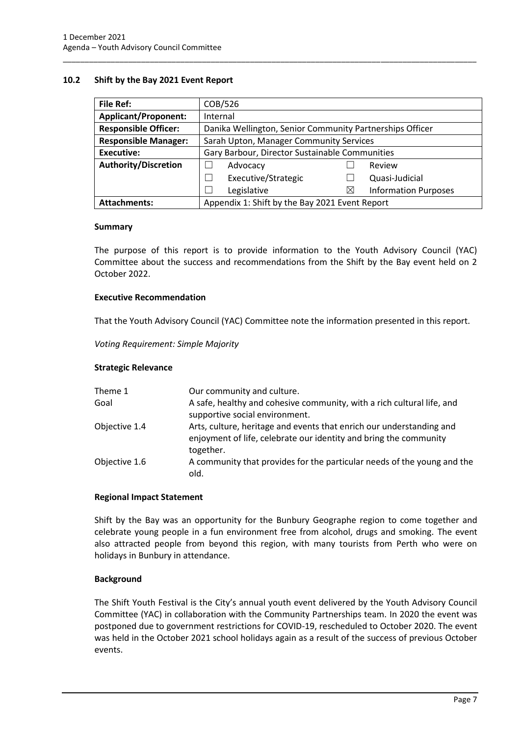## 10.2 Shift by the Bay 2021 Event Report

| **File Ref:** | COB/526 | | | |
|---|---|---|---|---|
| **Applicant/Proponent:** | Internal | | | |
| **Responsible Officer:** | Danika Wellington, Senior Community Partnerships Officer | | | |
| **Responsible Manager:** | Sarah Upton, Manager Community Services | | | |
| **Executive:** | Gary Barbour, Director Sustainable Communities | | | |
| **Authority/Discretion** | ☐ | Advocacy | ☐ | Review |
| | ☐ | Executive/Strategic | ☐ | Quasi-Judicial |
| | ☐ | Legislative | ☒ | Information Purposes |
| **Attachments:** | Appendix 1: Shift by the Bay 2021 Event Report | | | |

### Summary

The purpose of this report is to provide information to the Youth Advisory Council (YAC) Committee about the success and recommendations from the Shift by the Bay event held on 2 October 2022.

### Executive Recommendation

That the Youth Advisory Council (YAC) Committee note the information presented in this report.

*Voting Requirement: Simple Majority*

### Strategic Relevance

| | |
|---|---|
| Theme 1 | Our community and culture. |
| Goal | A safe, healthy and cohesive community, with a rich cultural life, and supportive social environment. |
| Objective 1.4 | Arts, culture, heritage and events that enrich our understanding and enjoyment of life, celebrate our identity and bring the community together. |
| Objective 1.6 | A community that provides for the particular needs of the young and the old. |

### Regional Impact Statement

Shift by the Bay was an opportunity for the Bunbury Geographe region to come together and celebrate young people in a fun environment free from alcohol, drugs and smoking. The event also attracted people from beyond this region, with many tourists from Perth who were on holidays in Bunbury in attendance.

### Background

The Shift Youth Festival is the City's annual youth event delivered by the Youth Advisory Council Committee (YAC) in collaboration with the Community Partnerships team. In 2020 the event was postponed due to government restrictions for COVID-19, rescheduled to October 2020. The event was held in the October 2021 school holidays again as a result of the success of previous October events.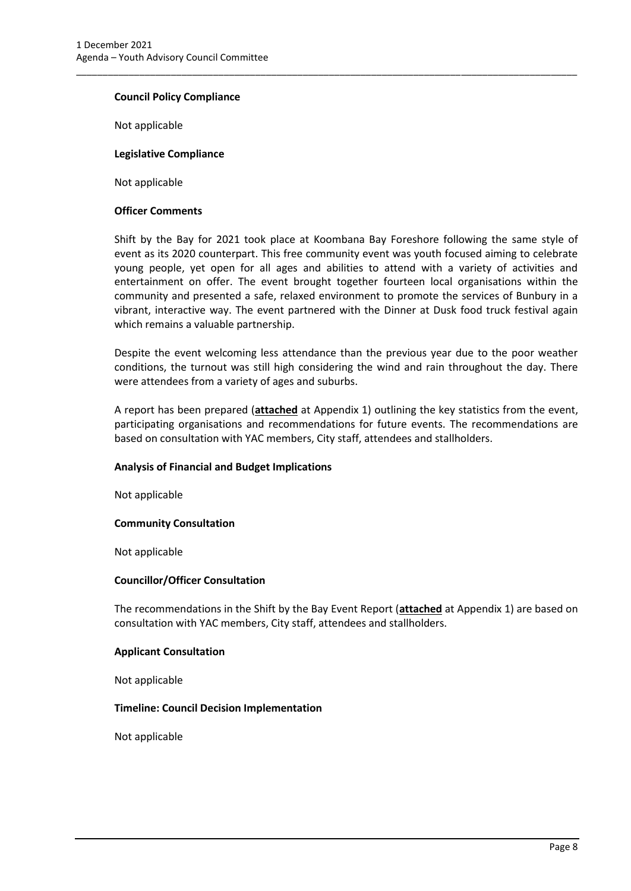**Council Policy Compliance**

Not applicable

**Legislative Compliance**

Not applicable

**Officer Comments**

Shift by the Bay for 2021 took place at Koombana Bay Foreshore following the same style of event as its 2020 counterpart. This free community event was youth focused aiming to celebrate young people, yet open for all ages and abilities to attend with a variety of activities and entertainment on offer. The event brought together fourteen local organisations within the community and presented a safe, relaxed environment to promote the services of Bunbury in a vibrant, interactive way. The event partnered with the Dinner at Dusk food truck festival again which remains a valuable partnership.

Despite the event welcoming less attendance than the previous year due to the poor weather conditions, the turnout was still high considering the wind and rain throughout the day. There were attendees from a variety of ages and suburbs.

A report has been prepared (**attached** at Appendix 1) outlining the key statistics from the event, participating organisations and recommendations for future events. The recommendations are based on consultation with YAC members, City staff, attendees and stallholders.

**Analysis of Financial and Budget Implications**

Not applicable

**Community Consultation**

Not applicable

**Councillor/Officer Consultation**

The recommendations in the Shift by the Bay Event Report (**attached** at Appendix 1) are based on consultation with YAC members, City staff, attendees and stallholders.

**Applicant Consultation**

Not applicable

**Timeline: Council Decision Implementation**

Not applicable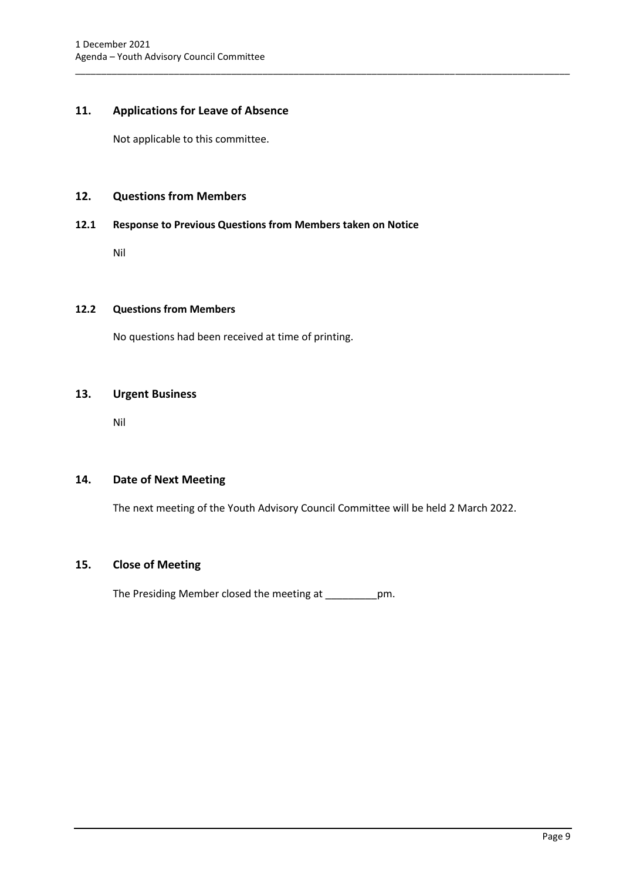## 11. Applications for Leave of Absence

Not applicable to this committee.

## 12. Questions from Members

### 12.1 Response to Previous Questions from Members taken on Notice

Nil

### 12.2 Questions from Members

No questions had been received at time of printing.

## 13. Urgent Business

Nil

## 14. Date of Next Meeting

The next meeting of the Youth Advisory Council Committee will be held 2 March 2022.

## 15. Close of Meeting

The Presiding Member closed the meeting at _________pm.